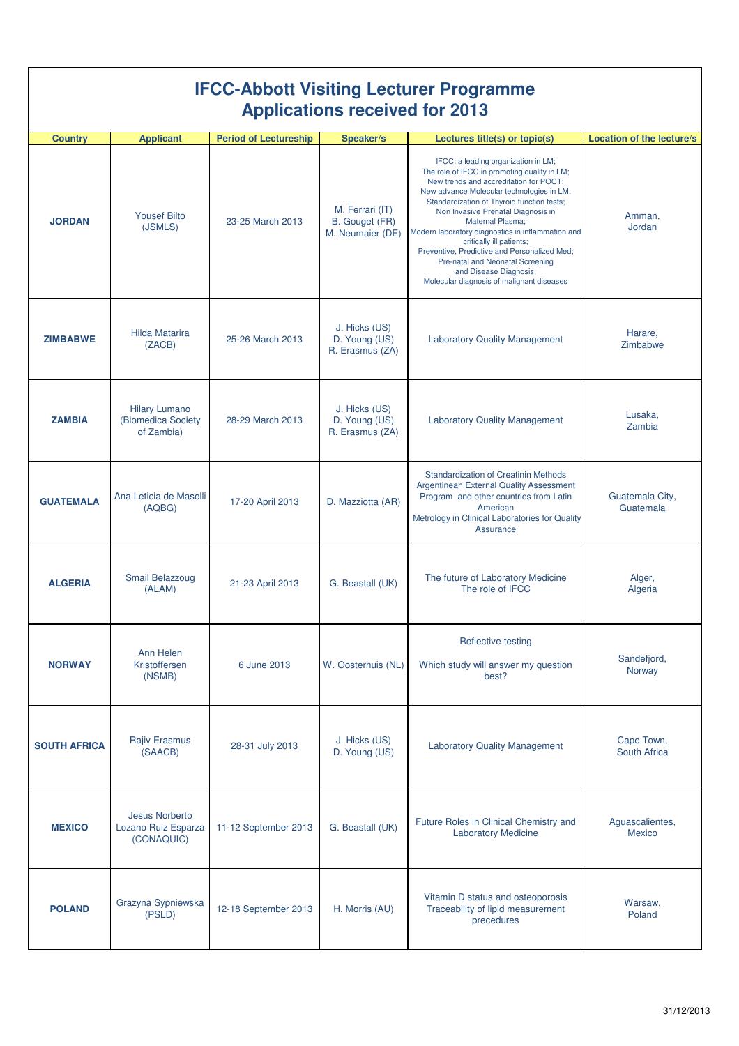# IFCC-Abbott Visiting Lecturer Programme
## Applications received for 2013

| Country | Applicant | Period of Lectureship | Speaker/s | Lectures title(s) or topic(s) | Location of the lecture/s |
|---|---|---|---|---|---|
| **JORDAN** | Yousef Bilto (JSMLS) | 23-25 March 2013 | M. Ferrari (IT) B. Gouget (FR) M. Neumaier (DE) | IFCC: a leading organization in LM; The role of IFCC in promoting quality in LM; New trends and accreditation for POCT; New advance Molecular technologies in LM; Standardization of Thyroid function tests; Non Invasive Prenatal Diagnosis in Maternal Plasma; Modern laboratory diagnostics in inflammation and critically ill patients; Preventive, Predictive and Personalized Med; Pre-natal and Neonatal Screening and Disease Diagnosis; Molecular diagnosis of malignant diseases | Amman, Jordan |
| **ZIMBABWE** | Hilda Matarira (ZACB) | 25-26 March 2013 | J. Hicks (US) D. Young (US) R. Erasmus (ZA) | Laboratory Quality Management | Harare, Zimbabwe |
| **ZAMBIA** | Hilary Lumano (Biomedica Society of Zambia) | 28-29 March 2013 | J. Hicks (US) D. Young (US) R. Erasmus (ZA) | Laboratory Quality Management | Lusaka, Zambia |
| **GUATEMALA** | Ana Leticia de Maselli (AQBG) | 17-20 April 2013 | D. Mazziotta (AR) | Standardization of Creatinin Methods Argentinean External Quality Assessment Program and other countries from Latin American Metrology in Clinical Laboratories for Quality Assurance | Guatemala City, Guatemala |
| **ALGERIA** | Smail Belazzoug (ALAM) | 21-23 April 2013 | G. Beastall (UK) | The future of Laboratory Medicine The role of IFCC | Alger, Algeria |
| **NORWAY** | Ann Helen Kristoffersen (NSMB) | 6 June 2013 | W. Oosterhuis (NL) | Reflective testing<br><br>Which study will answer my question best? | Sandefjord, Norway |
| **SOUTH AFRICA** | Rajiv Erasmus (SAACB) | 28-31 July 2013 | J. Hicks (US) D. Young (US) | Laboratory Quality Management | Cape Town, South Africa |
| **MEXICO** | Jesus Norberto Lozano Ruiz Esparza (CONAQUIC) | 11-12 September 2013 | G. Beastall (UK) | Future Roles in Clinical Chemistry and Laboratory Medicine | Aguascalientes, Mexico |
| **POLAND** | Grazyna Sypniewska (PSLD) | 12-18 September 2013 | H. Morris (AU) | Vitamin D status and osteoporosis Traceability of lipid measurement precedures | Warsaw, Poland |

31/12/2013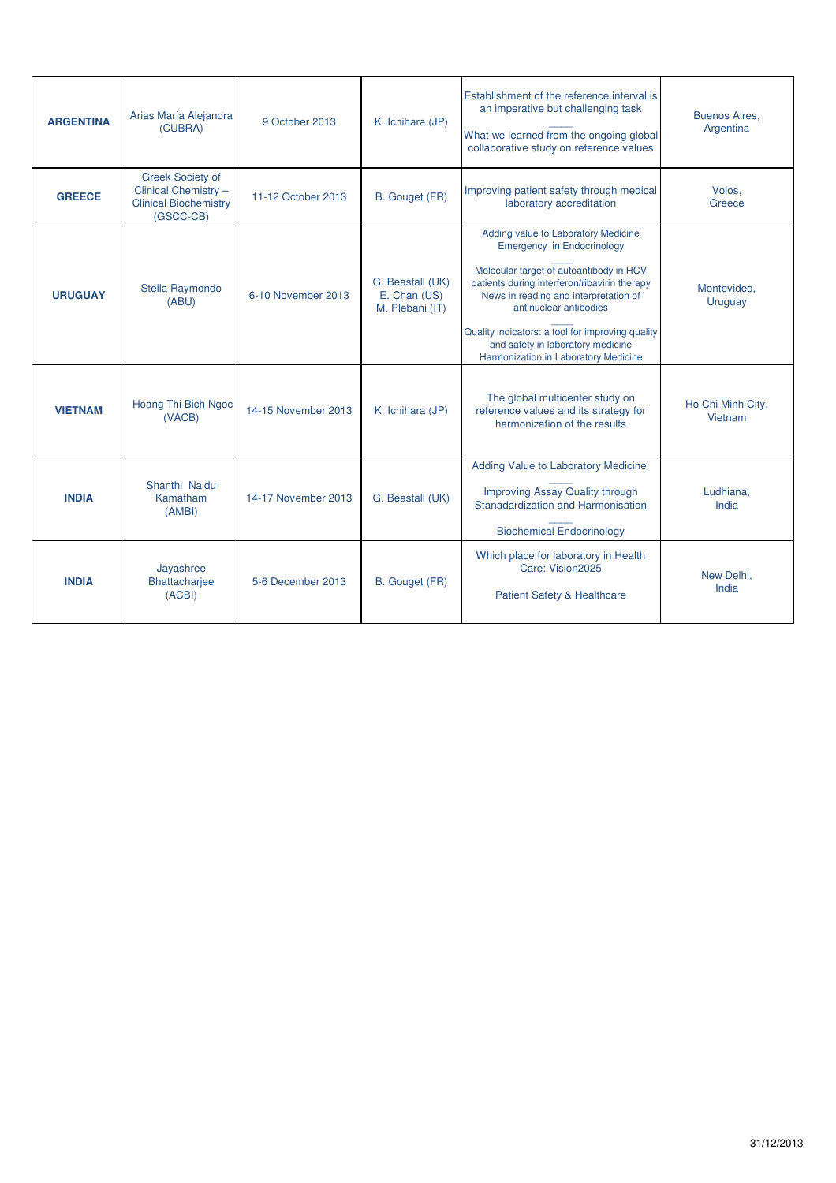| | | | | | |
|---|---|---|---|---|---|
| **ARGENTINA** | Arias María Alejandra (CUBRA) | 9 October 2013 | K. Ichihara (JP) | Establishment of the reference interval is an imperative but challenging task<br>\_\_\_\_<br>What we learned from the ongoing global collaborative study on reference values | Buenos Aires, Argentina |
| **GREECE** | Greek Society of Clinical Chemistry – Clinical Biochemistry (GSCC-CB) | 11-12 October 2013 | B. Gouget (FR) | Improving patient safety through medical laboratory accreditation | Volos, Greece |
| **URUGUAY** | Stella Raymondo (ABU) | 6-10 November 2013 | G. Beastall (UK)<br>E. Chan (US)<br>M. Plebani (IT) | Adding value to Laboratory Medicine Emergency in Endocrinology<br>\_\_\_\_<br>Molecular target of autoantibody in HCV patients during interferon/ribavirin therapy News in reading and interpretation of antinuclear antibodies<br>\_\_\_\_<br>Quality indicators: a tool for improving quality and safety in laboratory medicine Harmonization in Laboratory Medicine | Montevideo, Uruguay |
| **VIETNAM** | Hoang Thi Bich Ngoc (VACB) | 14-15 November 2013 | K. Ichihara (JP) | The global multicenter study on reference values and its strategy for harmonization of the results | Ho Chi Minh City, Vietnam |
| **INDIA** | Shanthi Naidu Kamatham (AMBI) | 14-17 November 2013 | G. Beastall (UK) | Adding Value to Laboratory Medicine<br>\_\_\_\_<br>Improving Assay Quality through Stanadardization and Harmonisation<br>\_\_\_\_<br>Biochemical Endocrinology | Ludhiana, India |
| **INDIA** | Jayashree Bhattacharjee (ACBI) | 5-6 December 2013 | B. Gouget (FR) | Which place for laboratory in Health Care: Vision2025<br><br>Patient Safety & Healthcare | New Delhi, India |

31/12/2013